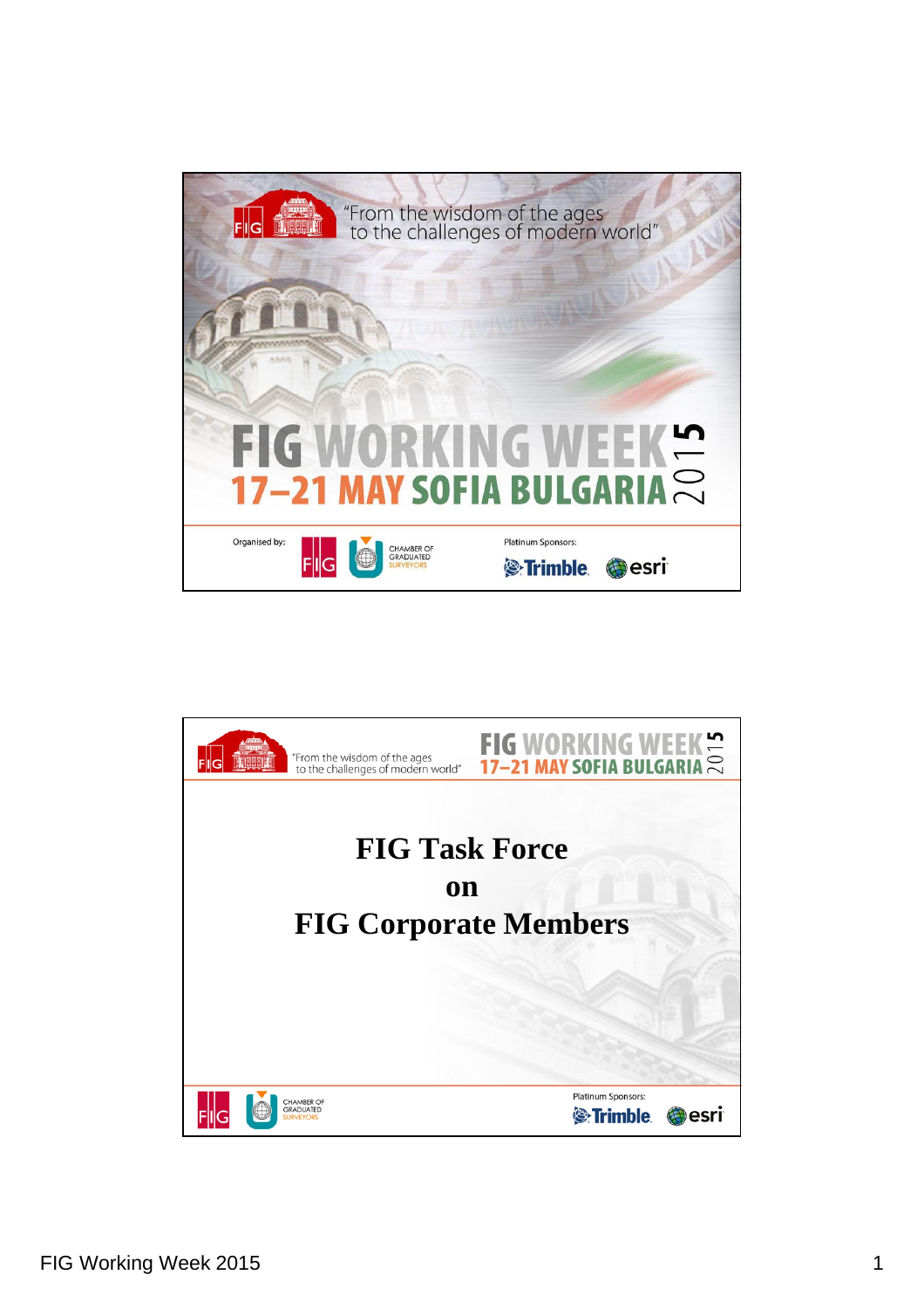"From the wisdom of the ages to the challenges of modern world"

FIG WORKING WEEK 2015

17–21 MAY SOFIA BULGARIA

Organised by: FIG, Chamber of Graduated Surveyors

Platinum Sponsors: Trimble, esri

---

"From the wisdom of the ages to the challenges of modern world"

FIG WORKING WEEK 2015

17–21 MAY SOFIA BULGARIA

# FIG Task Force
# on
# FIG Corporate Members

Chamber of Graduated Surveyors

Platinum Sponsors: Trimble, esri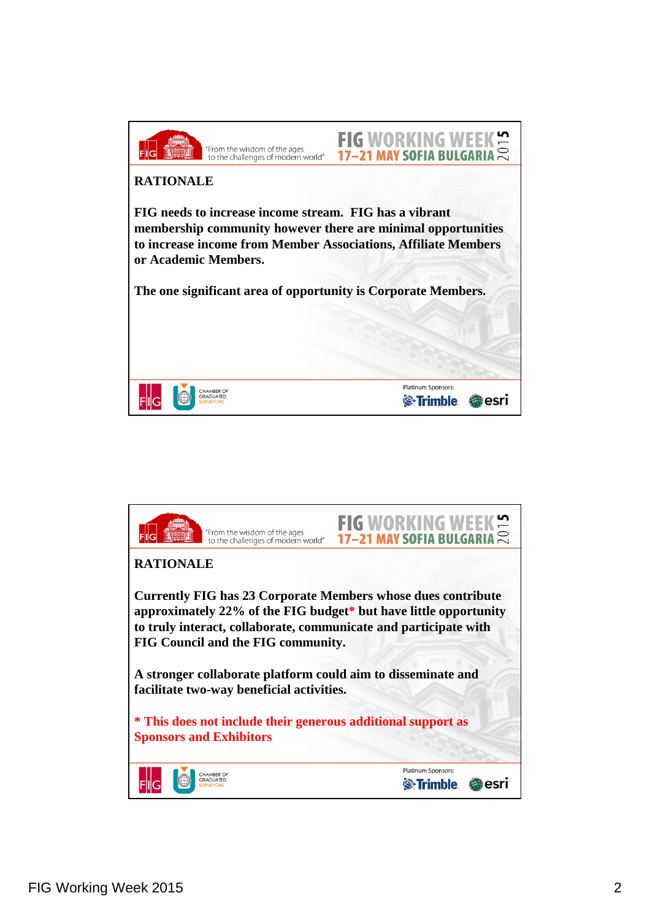## RATIONALE

**FIG needs to increase income stream. FIG has a vibrant membership community however there are minimal opportunities to increase income from Member Associations, Affiliate Members or Academic Members.**

**The one significant area of opportunity is Corporate Members.**

## RATIONALE

**Currently FIG has 23 Corporate Members whose dues contribute approximately 22% of the FIG budget* but have little opportunity to truly interact, collaborate, communicate and participate with FIG Council and the FIG community.**

**A stronger collaborate platform could aim to disseminate and facilitate two-way beneficial activities.**

**\* This does not include their generous additional support as Sponsors and Exhibitors**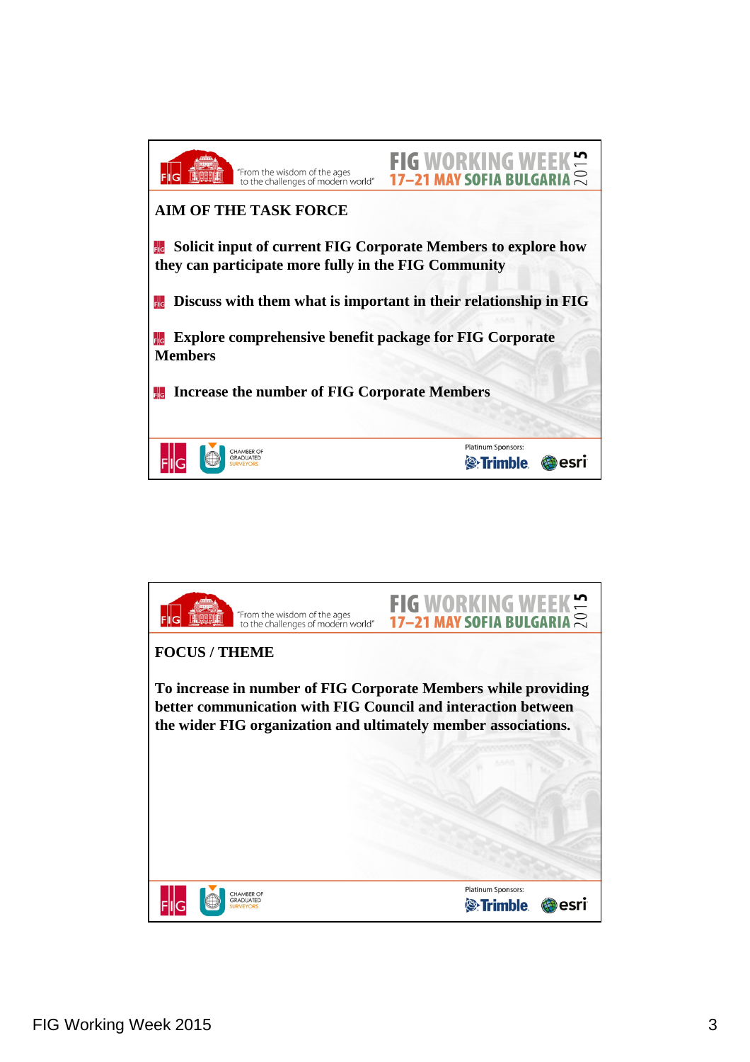## AIM OF THE TASK FORCE

- **Solicit input of current FIG Corporate Members to explore how they can participate more fully in the FIG Community**
- **Discuss with them what is important in their relationship in FIG**
- **Explore comprehensive benefit package for FIG Corporate Members**
- **Increase the number of FIG Corporate Members**

## FOCUS / THEME

**To increase in number of FIG Corporate Members while providing better communication with FIG Council and interaction between the wider FIG organization and ultimately member associations.**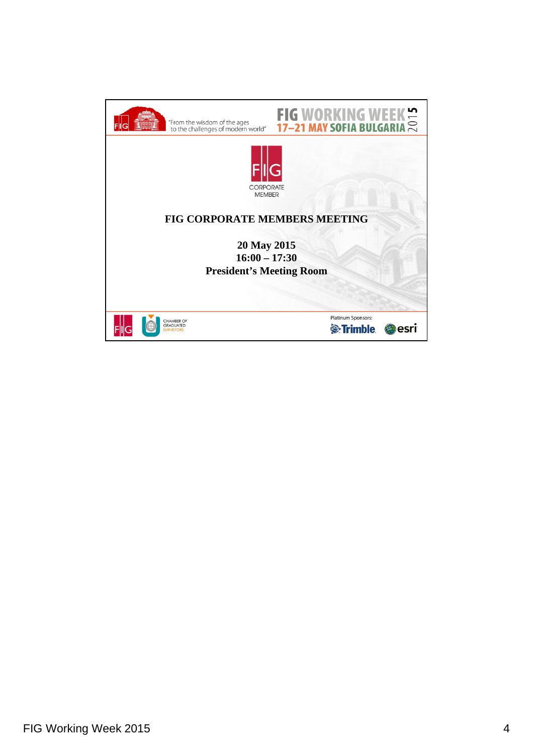"From the wisdom of the ages to the challenges of modern world"

FIG WORKING WEEK 2015
17–21 MAY SOFIA BULGARIA

FIG CORPORATE MEMBER

**FIG CORPORATE MEMBERS MEETING**

**20 May 2015**
**16:00 – 17:30**
**President's Meeting Room**

CHAMBER OF GRADUATED SURVEYORS

Platinum Sponsors: Trimble esri